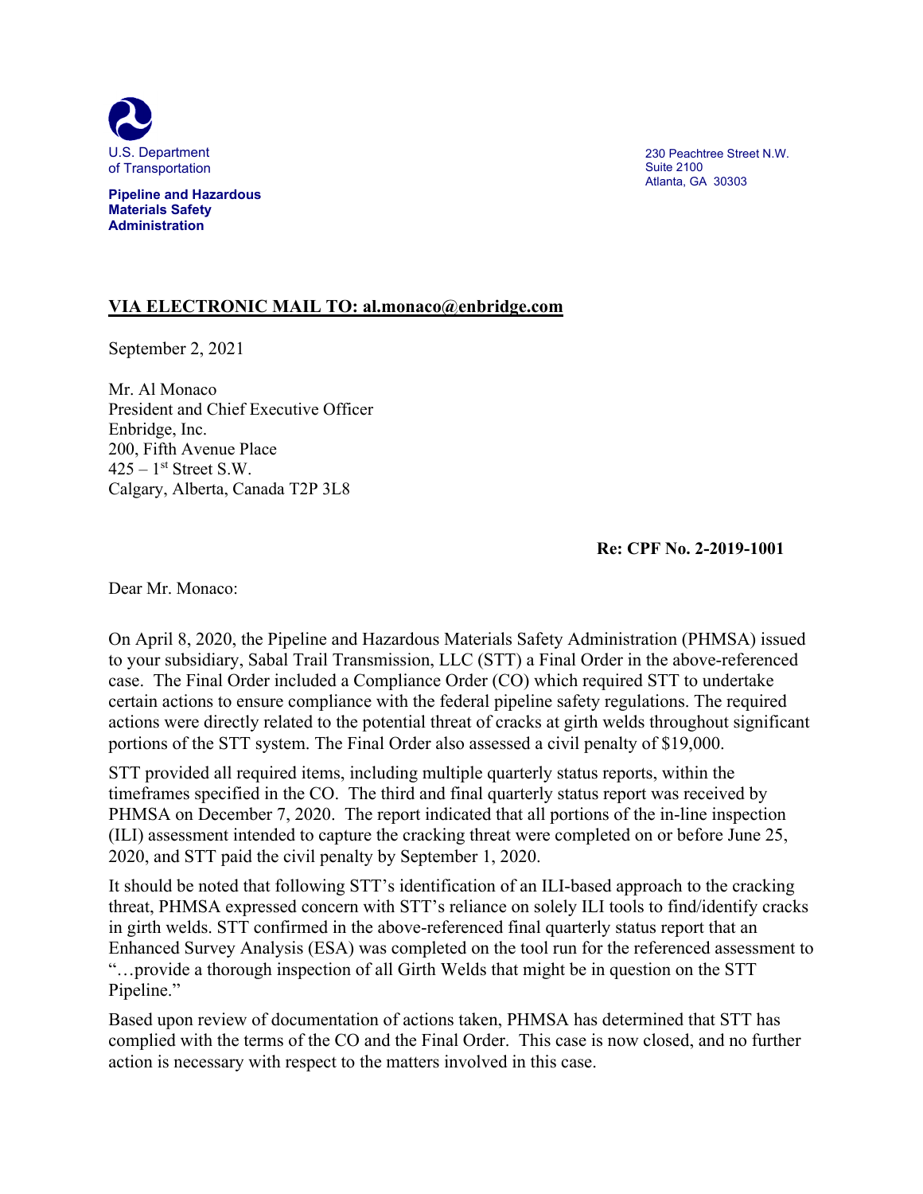U.S. Department of Transportation

**Pipeline and Hazardous Materials Safety Administration**

230 Peachtree Street N.W.
Suite 2100
Atlanta, GA 30303

**VIA ELECTRONIC MAIL TO: al.monaco@enbridge.com**

September 2, 2021

Mr. Al Monaco
President and Chief Executive Officer
Enbridge, Inc.
200, Fifth Avenue Place
425 – 1st Street S.W.
Calgary, Alberta, Canada T2P 3L8

**Re: CPF No. 2-2019-1001**

Dear Mr. Monaco:

On April 8, 2020, the Pipeline and Hazardous Materials Safety Administration (PHMSA) issued to your subsidiary, Sabal Trail Transmission, LLC (STT) a Final Order in the above-referenced case. The Final Order included a Compliance Order (CO) which required STT to undertake certain actions to ensure compliance with the federal pipeline safety regulations. The required actions were directly related to the potential threat of cracks at girth welds throughout significant portions of the STT system. The Final Order also assessed a civil penalty of $19,000.

STT provided all required items, including multiple quarterly status reports, within the timeframes specified in the CO. The third and final quarterly status report was received by PHMSA on December 7, 2020. The report indicated that all portions of the in-line inspection (ILI) assessment intended to capture the cracking threat were completed on or before June 25, 2020, and STT paid the civil penalty by September 1, 2020.

It should be noted that following STT's identification of an ILI-based approach to the cracking threat, PHMSA expressed concern with STT's reliance on solely ILI tools to find/identify cracks in girth welds. STT confirmed in the above-referenced final quarterly status report that an Enhanced Survey Analysis (ESA) was completed on the tool run for the referenced assessment to "…provide a thorough inspection of all Girth Welds that might be in question on the STT Pipeline."

Based upon review of documentation of actions taken, PHMSA has determined that STT has complied with the terms of the CO and the Final Order. This case is now closed, and no further action is necessary with respect to the matters involved in this case.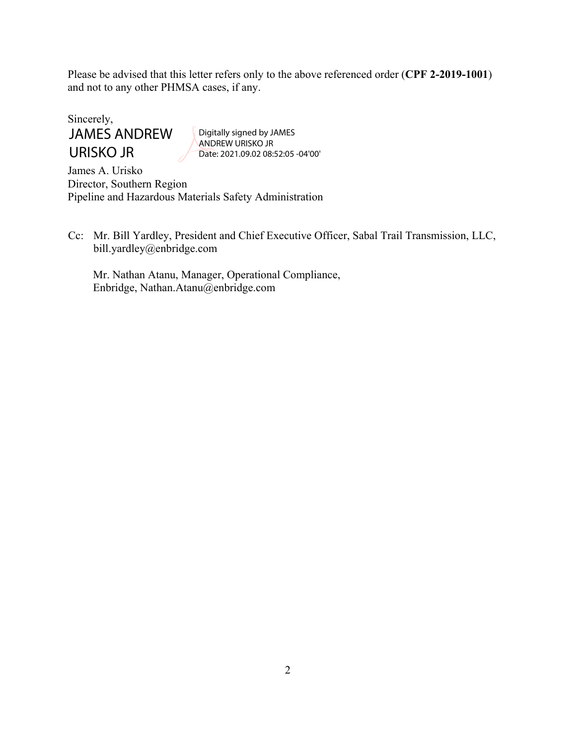Please be advised that this letter refers only to the above referenced order (**CPF 2-2019-1001**) and not to any other PHMSA cases, if any.

Sincerely,

JAMES ANDREW URISKO JR

Digitally signed by JAMES ANDREW URISKO JR
Date: 2021.09.02 08:52:05 -04'00'

James A. Urisko
Director, Southern Region
Pipeline and Hazardous Materials Safety Administration

Cc: Mr. Bill Yardley, President and Chief Executive Officer, Sabal Trail Transmission, LLC, bill.yardley@enbridge.com

Mr. Nathan Atanu, Manager, Operational Compliance, Enbridge, Nathan.Atanu@enbridge.com